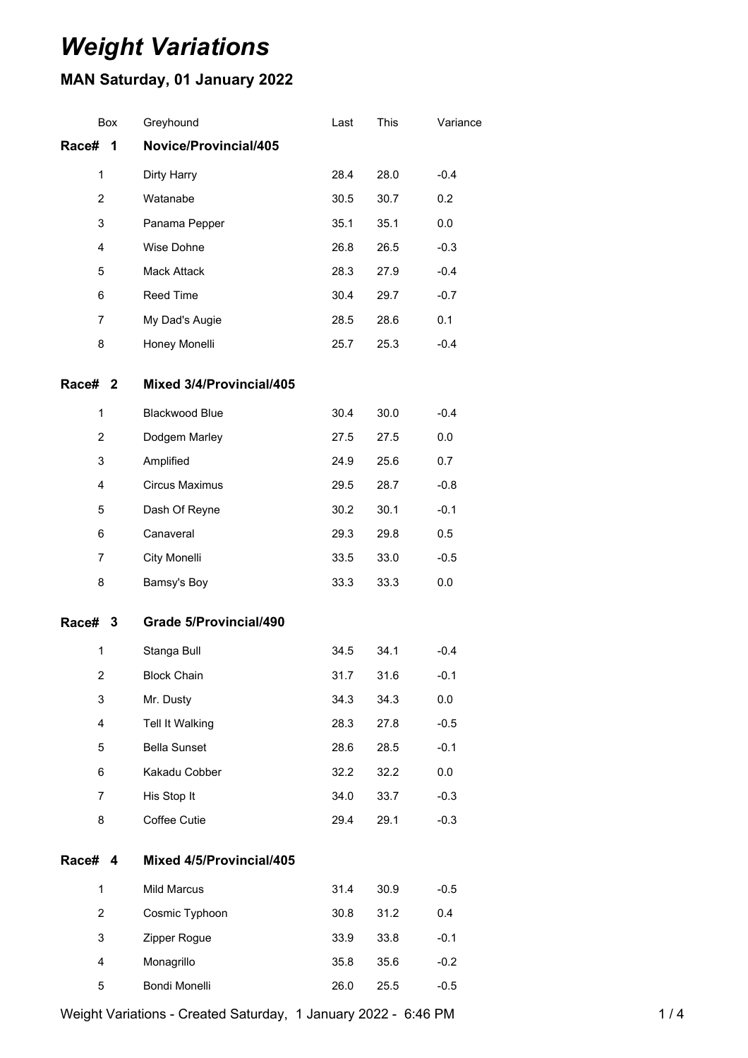# *Weight Variations*

## MAN Saturday, 01 January 2022

| Box | Greyhound | Last | This | Variance |
|---|---|---|---|---|
| **Race# 1** | **Novice/Provincial/405** | | | |
| 1 | Dirty Harry | 28.4 | 28.0 | -0.4 |
| 2 | Watanabe | 30.5 | 30.7 | 0.2 |
| 3 | Panama Pepper | 35.1 | 35.1 | 0.0 |
| 4 | Wise Dohne | 26.8 | 26.5 | -0.3 |
| 5 | Mack Attack | 28.3 | 27.9 | -0.4 |
| 6 | Reed Time | 30.4 | 29.7 | -0.7 |
| 7 | My Dad's Augie | 28.5 | 28.6 | 0.1 |
| 8 | Honey Monelli | 25.7 | 25.3 | -0.4 |
| **Race# 2** | **Mixed 3/4/Provincial/405** | | | |
| 1 | Blackwood Blue | 30.4 | 30.0 | -0.4 |
| 2 | Dodgem Marley | 27.5 | 27.5 | 0.0 |
| 3 | Amplified | 24.9 | 25.6 | 0.7 |
| 4 | Circus Maximus | 29.5 | 28.7 | -0.8 |
| 5 | Dash Of Reyne | 30.2 | 30.1 | -0.1 |
| 6 | Canaveral | 29.3 | 29.8 | 0.5 |
| 7 | City Monelli | 33.5 | 33.0 | -0.5 |
| 8 | Bamsy's Boy | 33.3 | 33.3 | 0.0 |
| **Race# 3** | **Grade 5/Provincial/490** | | | |
| 1 | Stanga Bull | 34.5 | 34.1 | -0.4 |
| 2 | Block Chain | 31.7 | 31.6 | -0.1 |
| 3 | Mr. Dusty | 34.3 | 34.3 | 0.0 |
| 4 | Tell It Walking | 28.3 | 27.8 | -0.5 |
| 5 | Bella Sunset | 28.6 | 28.5 | -0.1 |
| 6 | Kakadu Cobber | 32.2 | 32.2 | 0.0 |
| 7 | His Stop It | 34.0 | 33.7 | -0.3 |
| 8 | Coffee Cutie | 29.4 | 29.1 | -0.3 |
| **Race# 4** | **Mixed 4/5/Provincial/405** | | | |
| 1 | Mild Marcus | 31.4 | 30.9 | -0.5 |
| 2 | Cosmic Typhoon | 30.8 | 31.2 | 0.4 |
| 3 | Zipper Rogue | 33.9 | 33.8 | -0.1 |
| 4 | Monagrillo | 35.8 | 35.6 | -0.2 |
| 5 | Bondi Monelli | 26.0 | 25.5 | -0.5 |

Weight Variations - Created Saturday, 1 January 2022 - 6:46 PM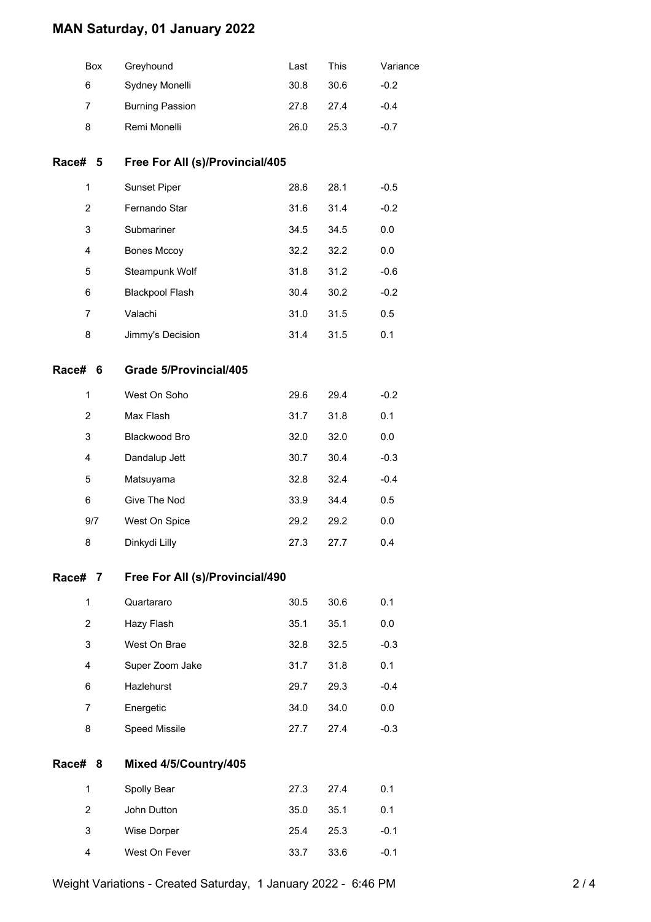# MAN Saturday, 01 January 2022

| Box | Greyhound | Last | This | Variance |
|---|---|---|---|---|
| 6 | Sydney Monelli | 30.8 | 30.6 | -0.2 |
| 7 | Burning Passion | 27.8 | 27.4 | -0.4 |
| 8 | Remi Monelli | 26.0 | 25.3 | -0.7 |

## Race# 5 Free For All (s)/Provincial/405

| Box | Greyhound | Last | This | Variance |
|---|---|---|---|---|
| 1 | Sunset Piper | 28.6 | 28.1 | -0.5 |
| 2 | Fernando Star | 31.6 | 31.4 | -0.2 |
| 3 | Submariner | 34.5 | 34.5 | 0.0 |
| 4 | Bones Mccoy | 32.2 | 32.2 | 0.0 |
| 5 | Steampunk Wolf | 31.8 | 31.2 | -0.6 |
| 6 | Blackpool Flash | 30.4 | 30.2 | -0.2 |
| 7 | Valachi | 31.0 | 31.5 | 0.5 |
| 8 | Jimmy's Decision | 31.4 | 31.5 | 0.1 |

## Race# 6 Grade 5/Provincial/405

| Box | Greyhound | Last | This | Variance |
|---|---|---|---|---|
| 1 | West On Soho | 29.6 | 29.4 | -0.2 |
| 2 | Max Flash | 31.7 | 31.8 | 0.1 |
| 3 | Blackwood Bro | 32.0 | 32.0 | 0.0 |
| 4 | Dandalup Jett | 30.7 | 30.4 | -0.3 |
| 5 | Matsuyama | 32.8 | 32.4 | -0.4 |
| 6 | Give The Nod | 33.9 | 34.4 | 0.5 |
| 9/7 | West On Spice | 29.2 | 29.2 | 0.0 |
| 8 | Dinkydi Lilly | 27.3 | 27.7 | 0.4 |

## Race# 7 Free For All (s)/Provincial/490

| Box | Greyhound | Last | This | Variance |
|---|---|---|---|---|
| 1 | Quartararo | 30.5 | 30.6 | 0.1 |
| 2 | Hazy Flash | 35.1 | 35.1 | 0.0 |
| 3 | West On Brae | 32.8 | 32.5 | -0.3 |
| 4 | Super Zoom Jake | 31.7 | 31.8 | 0.1 |
| 6 | Hazlehurst | 29.7 | 29.3 | -0.4 |
| 7 | Energetic | 34.0 | 34.0 | 0.0 |
| 8 | Speed Missile | 27.7 | 27.4 | -0.3 |

## Race# 8 Mixed 4/5/Country/405

| Box | Greyhound | Last | This | Variance |
|---|---|---|---|---|
| 1 | Spolly Bear | 27.3 | 27.4 | 0.1 |
| 2 | John Dutton | 35.0 | 35.1 | 0.1 |
| 3 | Wise Dorper | 25.4 | 25.3 | -0.1 |
| 4 | West On Fever | 33.7 | 33.6 | -0.1 |

Weight Variations - Created Saturday, 1 January 2022 - 6:46 PM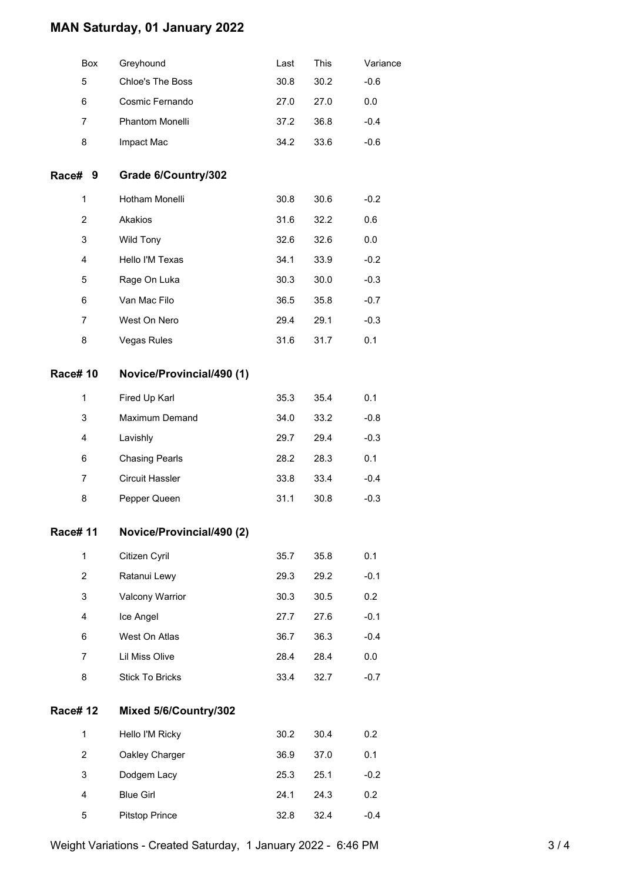# MAN Saturday, 01 January 2022

| Box | Greyhound | Last | This | Variance |
|---|---|---|---|---|
| 5 | Chloe's The Boss | 30.8 | 30.2 | -0.6 |
| 6 | Cosmic Fernando | 27.0 | 27.0 | 0.0 |
| 7 | Phantom Monelli | 37.2 | 36.8 | -0.4 |
| 8 | Impact Mac | 34.2 | 33.6 | -0.6 |

## Race# 9 Grade 6/Country/302

| Box | Greyhound | Last | This | Variance |
|---|---|---|---|---|
| 1 | Hotham Monelli | 30.8 | 30.6 | -0.2 |
| 2 | Akakios | 31.6 | 32.2 | 0.6 |
| 3 | Wild Tony | 32.6 | 32.6 | 0.0 |
| 4 | Hello I'M Texas | 34.1 | 33.9 | -0.2 |
| 5 | Rage On Luka | 30.3 | 30.0 | -0.3 |
| 6 | Van Mac Filo | 36.5 | 35.8 | -0.7 |
| 7 | West On Nero | 29.4 | 29.1 | -0.3 |
| 8 | Vegas Rules | 31.6 | 31.7 | 0.1 |

## Race# 10 Novice/Provincial/490 (1)

| Box | Greyhound | Last | This | Variance |
|---|---|---|---|---|
| 1 | Fired Up Karl | 35.3 | 35.4 | 0.1 |
| 3 | Maximum Demand | 34.0 | 33.2 | -0.8 |
| 4 | Lavishly | 29.7 | 29.4 | -0.3 |
| 6 | Chasing Pearls | 28.2 | 28.3 | 0.1 |
| 7 | Circuit Hassler | 33.8 | 33.4 | -0.4 |
| 8 | Pepper Queen | 31.1 | 30.8 | -0.3 |

## Race# 11 Novice/Provincial/490 (2)

| Box | Greyhound | Last | This | Variance |
|---|---|---|---|---|
| 1 | Citizen Cyril | 35.7 | 35.8 | 0.1 |
| 2 | Ratanui Lewy | 29.3 | 29.2 | -0.1 |
| 3 | Valcony Warrior | 30.3 | 30.5 | 0.2 |
| 4 | Ice Angel | 27.7 | 27.6 | -0.1 |
| 6 | West On Atlas | 36.7 | 36.3 | -0.4 |
| 7 | Lil Miss Olive | 28.4 | 28.4 | 0.0 |
| 8 | Stick To Bricks | 33.4 | 32.7 | -0.7 |

## Race# 12 Mixed 5/6/Country/302

| Box | Greyhound | Last | This | Variance |
|---|---|---|---|---|
| 1 | Hello I'M Ricky | 30.2 | 30.4 | 0.2 |
| 2 | Oakley Charger | 36.9 | 37.0 | 0.1 |
| 3 | Dodgem Lacy | 25.3 | 25.1 | -0.2 |
| 4 | Blue Girl | 24.1 | 24.3 | 0.2 |
| 5 | Pitstop Prince | 32.8 | 32.4 | -0.4 |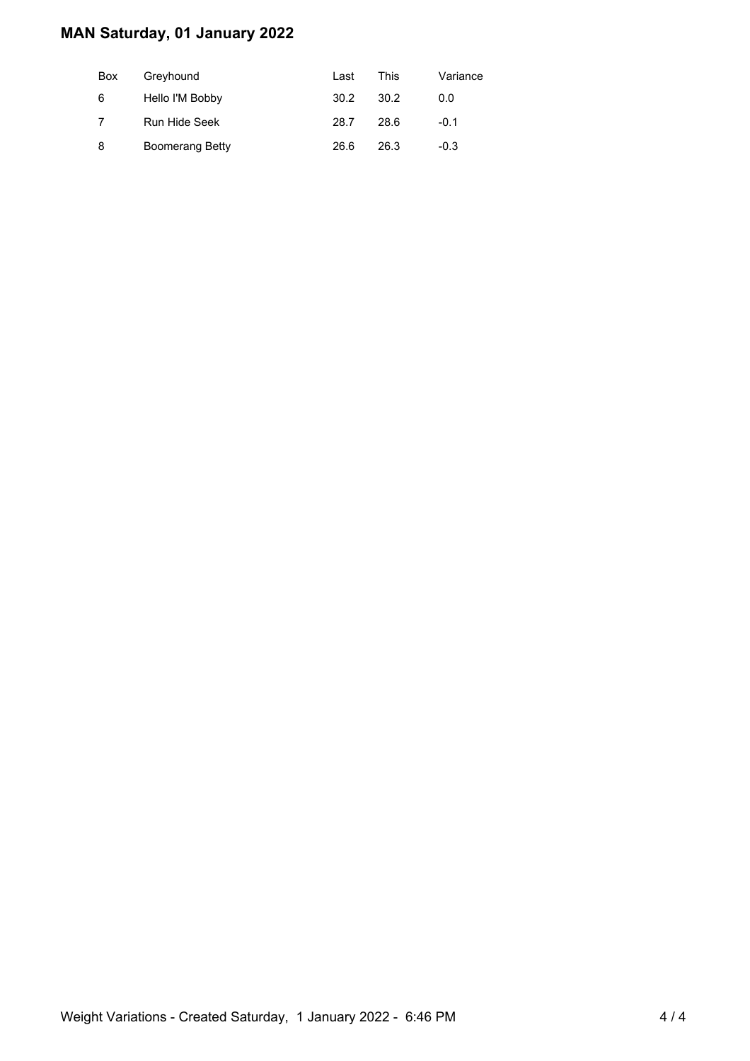# MAN Saturday, 01 January 2022

| Box | Greyhound | Last | This | Variance |
| --- | --- | --- | --- | --- |
| 6 | Hello I'M Bobby | 30.2 | 30.2 | 0.0 |
| 7 | Run Hide Seek | 28.7 | 28.6 | -0.1 |
| 8 | Boomerang Betty | 26.6 | 26.3 | -0.3 |